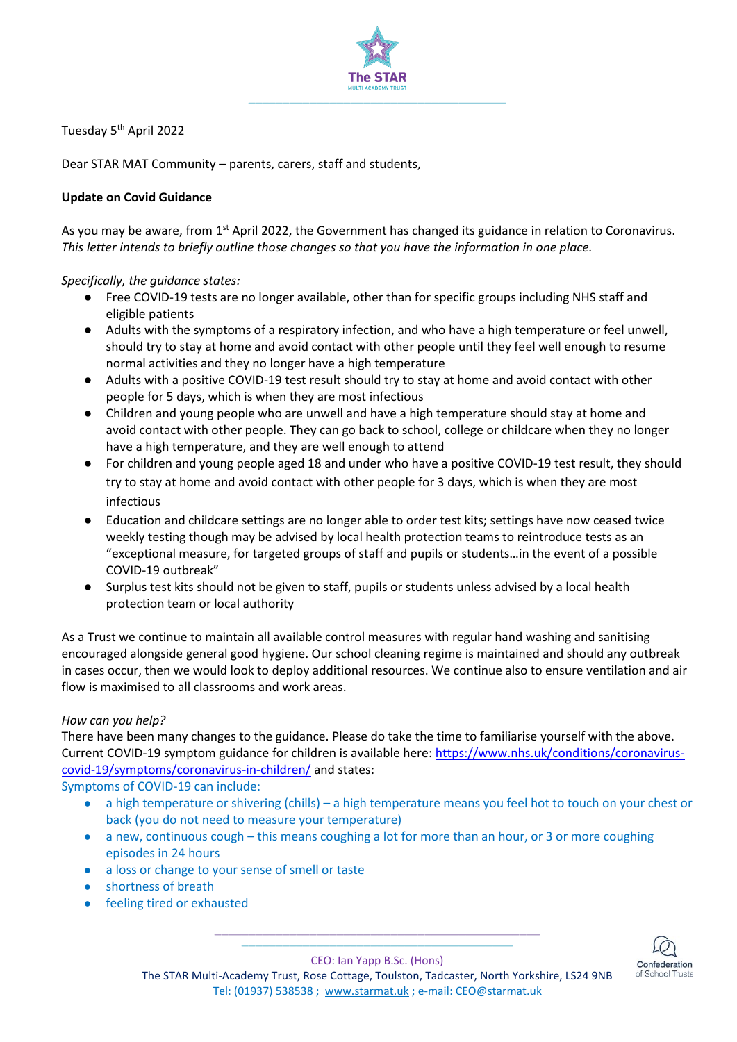Tuesday 5th April 2022

Dear STAR MAT Community – parents, carers, staff and students,

**Update on Covid Guidance**

As you may be aware, from 1st April 2022, the Government has changed its guidance in relation to Coronavirus. *This letter intends to briefly outline those changes so that you have the information in one place.*

*Specifically, the guidance states:*

- Free COVID-19 tests are no longer available, other than for specific groups including NHS staff and eligible patients
- Adults with the symptoms of a respiratory infection, and who have a high temperature or feel unwell, should try to stay at home and avoid contact with other people until they feel well enough to resume normal activities and they no longer have a high temperature
- Adults with a positive COVID-19 test result should try to stay at home and avoid contact with other people for 5 days, which is when they are most infectious
- Children and young people who are unwell and have a high temperature should stay at home and avoid contact with other people. They can go back to school, college or childcare when they no longer have a high temperature, and they are well enough to attend
- For children and young people aged 18 and under who have a positive COVID-19 test result, they should try to stay at home and avoid contact with other people for 3 days, which is when they are most infectious
- Education and childcare settings are no longer able to order test kits; settings have now ceased twice weekly testing though may be advised by local health protection teams to reintroduce tests as an "exceptional measure, for targeted groups of staff and pupils or students…in the event of a possible COVID-19 outbreak"
- Surplus test kits should not be given to staff, pupils or students unless advised by a local health protection team or local authority

As a Trust we continue to maintain all available control measures with regular hand washing and sanitising encouraged alongside general good hygiene. Our school cleaning regime is maintained and should any outbreak in cases occur, then we would look to deploy additional resources. We continue also to ensure ventilation and air flow is maximised to all classrooms and work areas.

*How can you help?*

There have been many changes to the guidance. Please do take the time to familiarise yourself with the above. Current COVID-19 symptom guidance for children is available here: https://www.nhs.uk/conditions/coronavirus-covid-19/symptoms/coronavirus-in-children/ and states:

Symptoms of COVID-19 can include:

- a high temperature or shivering (chills) – a high temperature means you feel hot to touch on your chest or back (you do not need to measure your temperature)
- a new, continuous cough – this means coughing a lot for more than an hour, or 3 or more coughing episodes in 24 hours
- a loss or change to your sense of smell or taste
- shortness of breath
- feeling tired or exhausted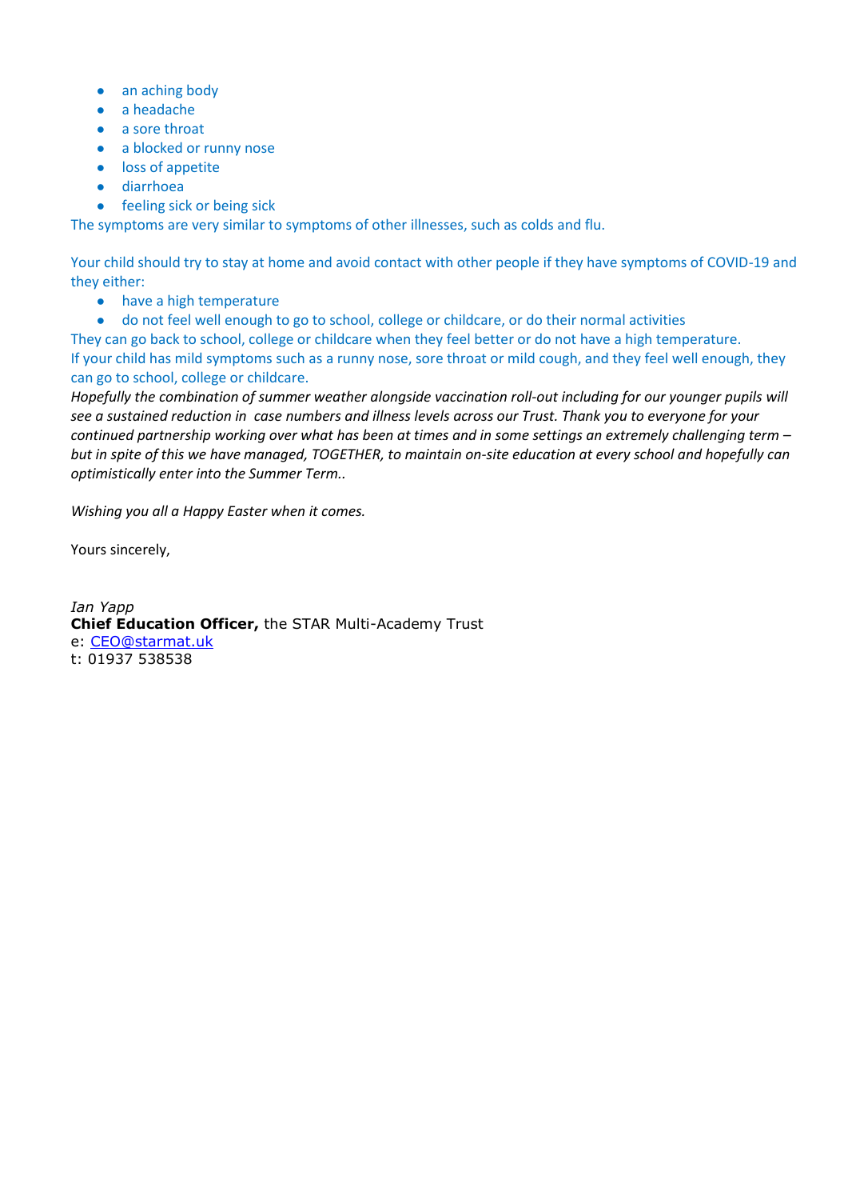- an aching body
- a headache
- a sore throat
- a blocked or runny nose
- loss of appetite
- diarrhoea
- feeling sick or being sick

The symptoms are very similar to symptoms of other illnesses, such as colds and flu.

Your child should try to stay at home and avoid contact with other people if they have symptoms of COVID-19 and they either:

- have a high temperature
- do not feel well enough to go to school, college or childcare, or do their normal activities

They can go back to school, college or childcare when they feel better or do not have a high temperature.
If your child has mild symptoms such as a runny nose, sore throat or mild cough, and they feel well enough, they can go to school, college or childcare.
*Hopefully the combination of summer weather alongside vaccination roll-out including for our younger pupils will see a sustained reduction in case numbers and illness levels across our Trust. Thank you to everyone for your continued partnership working over what has been at times and in some settings an extremely challenging term – but in spite of this we have managed, TOGETHER, to maintain on-site education at every school and hopefully can optimistically enter into the Summer Term..*

*Wishing you all a Happy Easter when it comes.*

Yours sincerely,

*Ian Yapp*
**Chief Education Officer,** the STAR Multi-Academy Trust
e: CEO@starmat.uk
t: 01937 538538